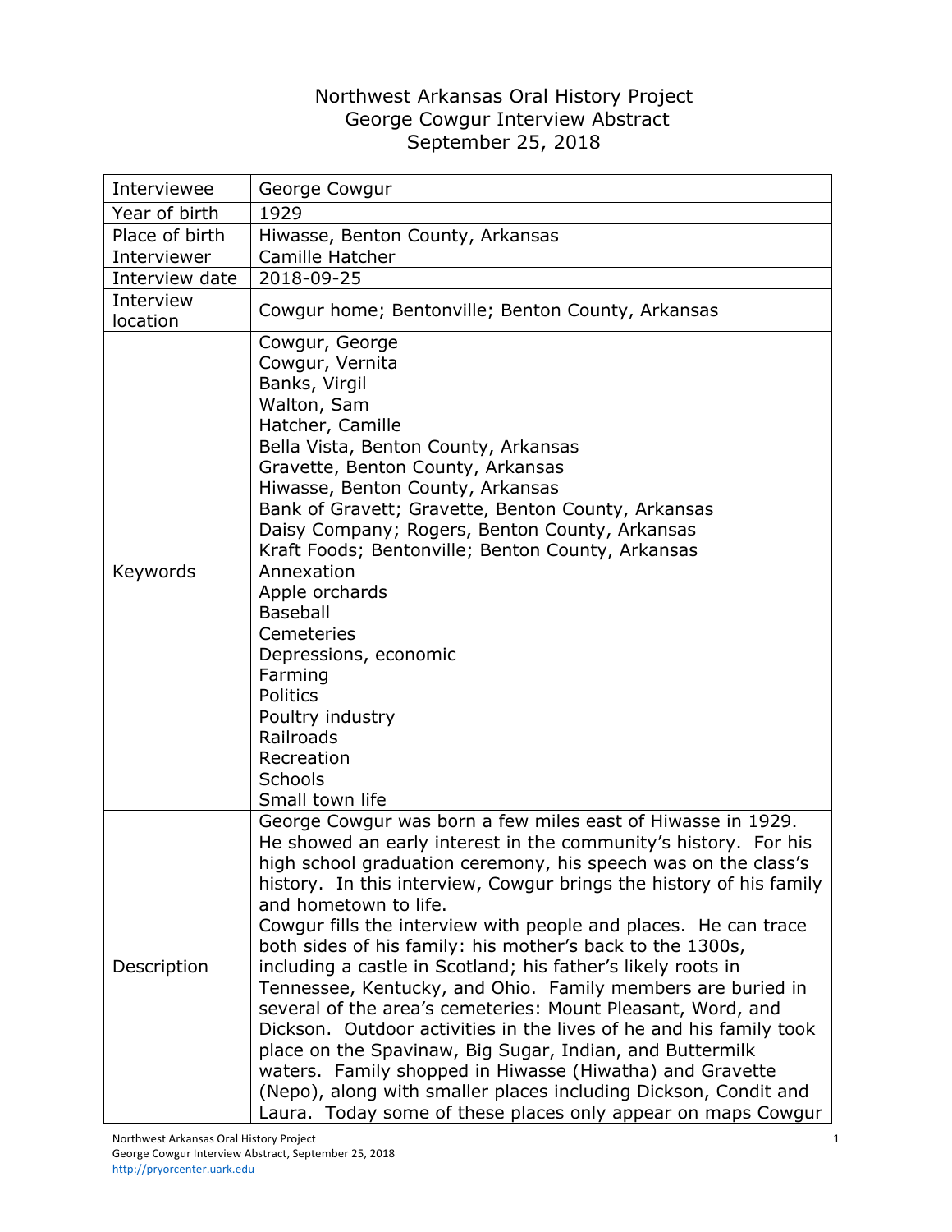# Northwest Arkansas Oral History Project
## George Cowgur Interview Abstract
### September 25, 2018

| | |
|---|---|
| Interviewee | George Cowgur |
| Year of birth | 1929 |
| Place of birth | Hiwasse, Benton County, Arkansas |
| Interviewer | Camille Hatcher |
| Interview date | 2018-09-25 |
| Interview location | Cowgur home; Bentonville; Benton County, Arkansas |
| Keywords | Cowgur, George<br>Cowgur, Vernita<br>Banks, Virgil<br>Walton, Sam<br>Hatcher, Camille<br>Bella Vista, Benton County, Arkansas<br>Gravette, Benton County, Arkansas<br>Hiwasse, Benton County, Arkansas<br>Bank of Gravett; Gravette, Benton County, Arkansas<br>Daisy Company; Rogers, Benton County, Arkansas<br>Kraft Foods; Bentonville; Benton County, Arkansas<br>Annexation<br>Apple orchards<br>Baseball<br>Cemeteries<br>Depressions, economic<br>Farming<br>Politics<br>Poultry industry<br>Railroads<br>Recreation<br>Schools<br>Small town life |
| Description | George Cowgur was born a few miles east of Hiwasse in 1929. He showed an early interest in the community's history. For his high school graduation ceremony, his speech was on the class's history. In this interview, Cowgur brings the history of his family and hometown to life.<br>Cowgur fills the interview with people and places. He can trace both sides of his family: his mother's back to the 1300s, including a castle in Scotland; his father's likely roots in Tennessee, Kentucky, and Ohio. Family members are buried in several of the area's cemeteries: Mount Pleasant, Word, and Dickson. Outdoor activities in the lives of he and his family took place on the Spavinaw, Big Sugar, Indian, and Buttermilk waters. Family shopped in Hiwasse (Hiwatha) and Gravette (Nepo), along with smaller places including Dickson, Condit and Laura. Today some of these places only appear on maps Cowgur |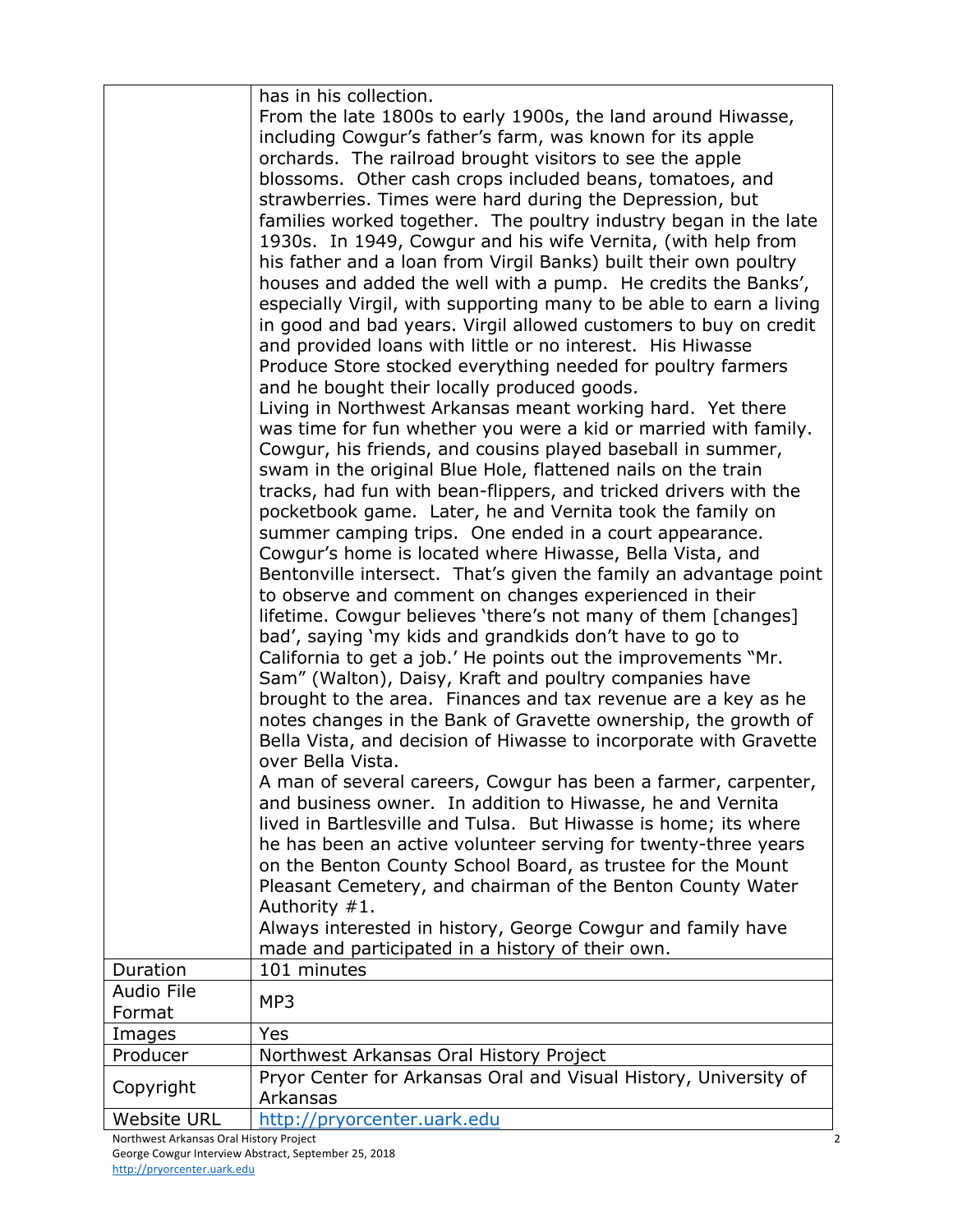| | |
|---|---|
| | has in his collection.<br>From the late 1800s to early 1900s, the land around Hiwasse, including Cowgur's father's farm, was known for its apple orchards. The railroad brought visitors to see the apple blossoms. Other cash crops included beans, tomatoes, and strawberries. Times were hard during the Depression, but families worked together. The poultry industry began in the late 1930s. In 1949, Cowgur and his wife Vernita, (with help from his father and a loan from Virgil Banks) built their own poultry houses and added the well with a pump. He credits the Banks', especially Virgil, with supporting many to be able to earn a living in good and bad years. Virgil allowed customers to buy on credit and provided loans with little or no interest. His Hiwasse Produce Store stocked everything needed for poultry farmers and he bought their locally produced goods.<br>Living in Northwest Arkansas meant working hard. Yet there was time for fun whether you were a kid or married with family. Cowgur, his friends, and cousins played baseball in summer, swam in the original Blue Hole, flattened nails on the train tracks, had fun with bean-flippers, and tricked drivers with the pocketbook game. Later, he and Vernita took the family on summer camping trips. One ended in a court appearance.<br>Cowgur's home is located where Hiwasse, Bella Vista, and Bentonville intersect. That's given the family an advantage point to observe and comment on changes experienced in their lifetime. Cowgur believes 'there's not many of them [changes] bad', saying 'my kids and grandkids don't have to go to California to get a job.' He points out the improvements "Mr. Sam" (Walton), Daisy, Kraft and poultry companies have brought to the area. Finances and tax revenue are a key as he notes changes in the Bank of Gravette ownership, the growth of Bella Vista, and decision of Hiwasse to incorporate with Gravette over Bella Vista.<br>A man of several careers, Cowgur has been a farmer, carpenter, and business owner. In addition to Hiwasse, he and Vernita lived in Bartlesville and Tulsa. But Hiwasse is home; its where he has been an active volunteer serving for twenty-three years on the Benton County School Board, as trustee for the Mount Pleasant Cemetery, and chairman of the Benton County Water Authority #1.<br>Always interested in history, George Cowgur and family have made and participated in a history of their own. |
| Duration | 101 minutes |
| Audio File Format | MP3 |
| Images | Yes |
| Producer | Northwest Arkansas Oral History Project |
| Copyright | Pryor Center for Arkansas Oral and Visual History, University of Arkansas |
| Website URL | http://pryorcenter.uark.edu |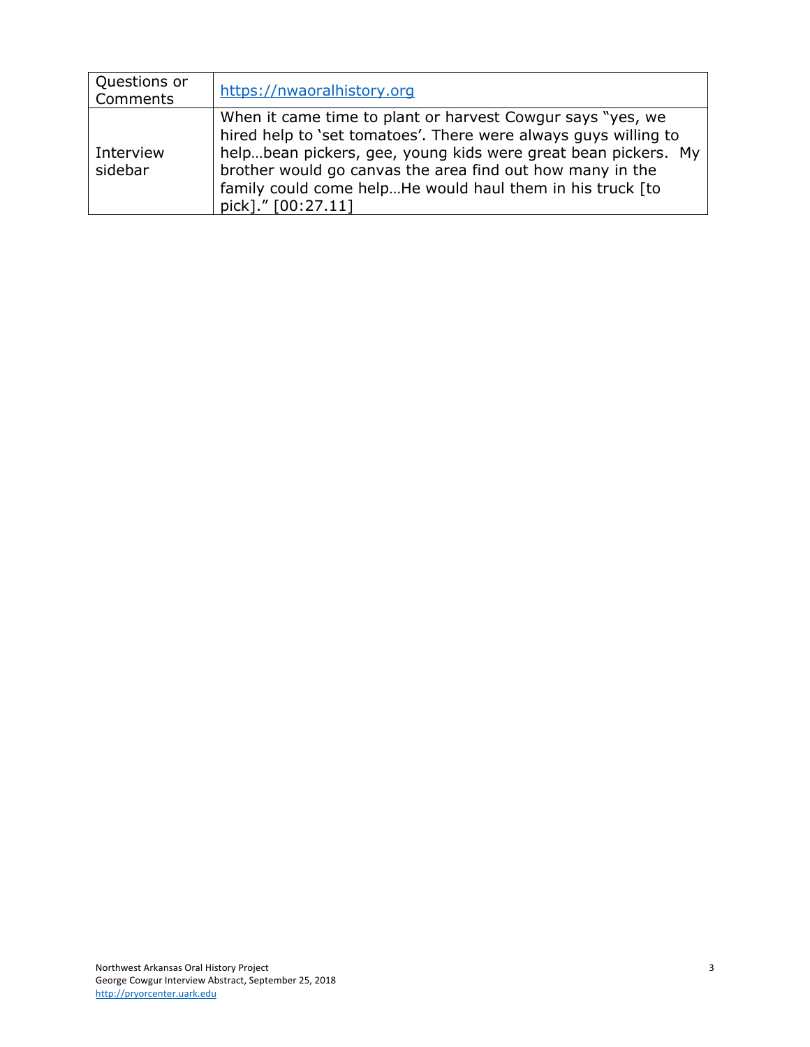| | |
|---|---|
| Questions or Comments | https://nwaoralhistory.org |
| Interview sidebar | When it came time to plant or harvest Cowgur says "yes, we hired help to 'set tomatoes'. There were always guys willing to help…bean pickers, gee, young kids were great bean pickers. My brother would go canvas the area find out how many in the family could come help…He would haul them in his truck [to pick]." [00:27.11] |